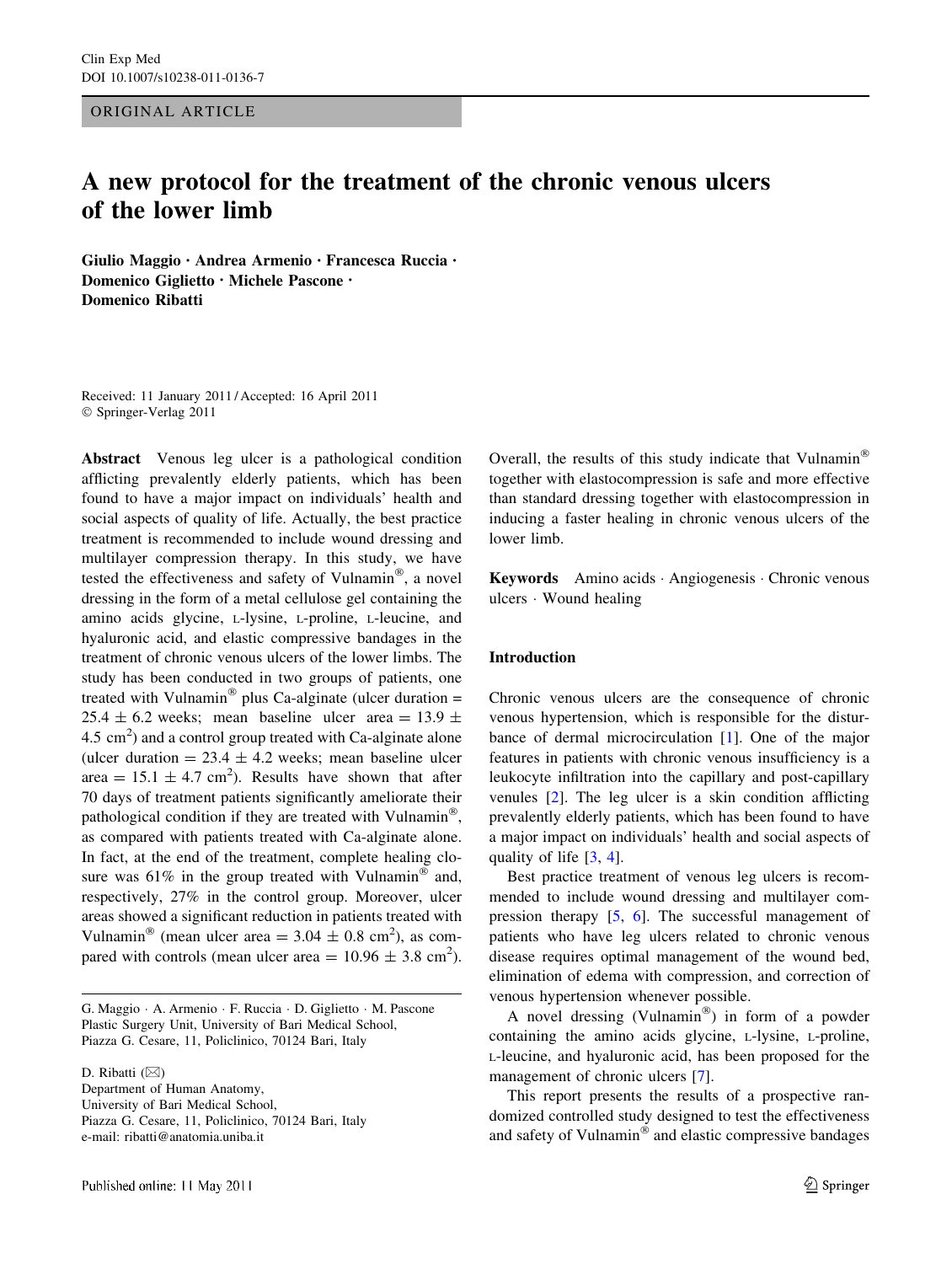ORIGINAL ARTICLE

# A new protocol for the treatment of the chronic venous ulcers of the lower limb

**Giulio Maggio · Andrea Armenio · Francesca Ruccia · Domenico Giglietto · Michele Pascone · Domenico Ribatti**

Received: 11 January 2011 / Accepted: 16 April 2011
© Springer-Verlag 2011

**Abstract** Venous leg ulcer is a pathological condition afflicting prevalently elderly patients, which has been found to have a major impact on individuals' health and social aspects of quality of life. Actually, the best practice treatment is recommended to include wound dressing and multilayer compression therapy. In this study, we have tested the effectiveness and safety of Vulnamin®, a novel dressing in the form of a metal cellulose gel containing the amino acids glycine, L-lysine, L-proline, L-leucine, and hyaluronic acid, and elastic compressive bandages in the treatment of chronic venous ulcers of the lower limbs. The study has been conducted in two groups of patients, one treated with Vulnamin® plus Ca-alginate (ulcer duration = 25.4 ± 6.2 weeks; mean baseline ulcer area = 13.9 ± 4.5 $cm^2$) and a control group treated with Ca-alginate alone (ulcer duration = 23.4 ± 4.2 weeks; mean baseline ulcer area = 15.1 ± 4.7 $cm^2$). Results have shown that after 70 days of treatment patients significantly ameliorate their pathological condition if they are treated with Vulnamin®, as compared with patients treated with Ca-alginate alone. In fact, at the end of the treatment, complete healing closure was 61% in the group treated with Vulnamin® and, respectively, 27% in the control group. Moreover, ulcer areas showed a significant reduction in patients treated with Vulnamin® (mean ulcer area = 3.04 ± 0.8 $cm^2$), as compared with controls (mean ulcer area = 10.96 ± 3.8 $cm^2$). Overall, the results of this study indicate that Vulnamin® together with elastocompression is safe and more effective than standard dressing together with elastocompression in inducing a faster healing in chronic venous ulcers of the lower limb.

**Keywords** Amino acids · Angiogenesis · Chronic venous ulcers · Wound healing

G. Maggio · A. Armenio · F. Ruccia · D. Giglietto · M. Pascone
Plastic Surgery Unit, University of Bari Medical School, Piazza G. Cesare, 11, Policlinico, 70124 Bari, Italy

D. Ribatti (✉)
Department of Human Anatomy, University of Bari Medical School, Piazza G. Cesare, 11, Policlinico, 70124 Bari, Italy
e-mail: ribatti@anatomia.uniba.it

## Introduction

Chronic venous ulcers are the consequence of chronic venous hypertension, which is responsible for the disturbance of dermal microcirculation [1]. One of the major features in patients with chronic venous insufficiency is a leukocyte infiltration into the capillary and post-capillary venules [2]. The leg ulcer is a skin condition afflicting prevalently elderly patients, which has been found to have a major impact on individuals' health and social aspects of quality of life [3, 4].

Best practice treatment of venous leg ulcers is recommended to include wound dressing and multilayer compression therapy [5, 6]. The successful management of patients who have leg ulcers related to chronic venous disease requires optimal management of the wound bed, elimination of edema with compression, and correction of venous hypertension whenever possible.

A novel dressing (Vulnamin®) in form of a powder containing the amino acids glycine, L-lysine, L-proline, L-leucine, and hyaluronic acid, has been proposed for the management of chronic ulcers [7].

This report presents the results of a prospective randomized controlled study designed to test the effectiveness and safety of Vulnamin® and elastic compressive bandages

Published online: 11 May 2011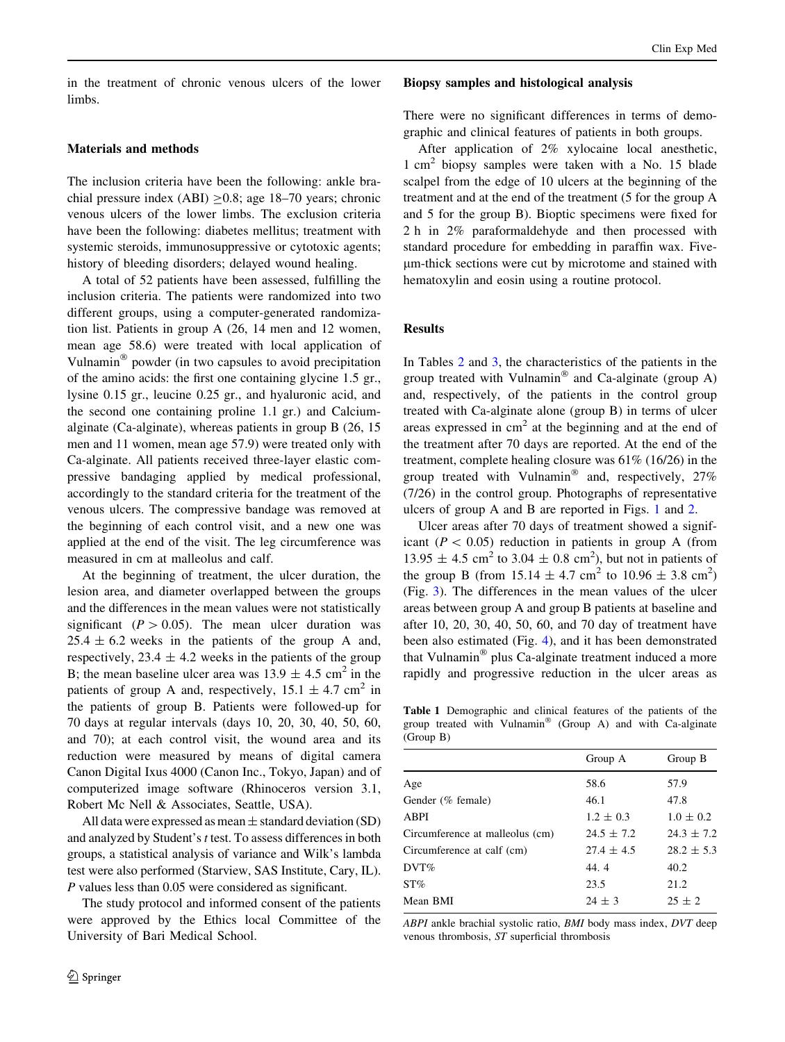in the treatment of chronic venous ulcers of the lower limbs.

## Materials and methods

The inclusion criteria have been the following: ankle brachial pressure index (ABI) $\geq$0.8; age 18–70 years; chronic venous ulcers of the lower limbs. The exclusion criteria have been the following: diabetes mellitus; treatment with systemic steroids, immunosuppressive or cytotoxic agents; history of bleeding disorders; delayed wound healing.

A total of 52 patients have been assessed, fulfilling the inclusion criteria. The patients were randomized into two different groups, using a computer-generated randomization list. Patients in group A (26, 14 men and 12 women, mean age 58.6) were treated with local application of Vulnamin® powder (in two capsules to avoid precipitation of the amino acids: the first one containing glycine 1.5 gr., lysine 0.15 gr., leucine 0.25 gr., and hyaluronic acid, and the second one containing proline 1.1 gr.) and Calcium-alginate (Ca-alginate), whereas patients in group B (26, 15 men and 11 women, mean age 57.9) were treated only with Ca-alginate. All patients received three-layer elastic compressive bandaging applied by medical professional, accordingly to the standard criteria for the treatment of the venous ulcers. The compressive bandage was removed at the beginning of each control visit, and a new one was applied at the end of the visit. The leg circumference was measured in cm at malleolus and calf.

At the beginning of treatment, the ulcer duration, the lesion area, and diameter overlapped between the groups and the differences in the mean values were not statistically significant ($P > 0.05$). The mean ulcer duration was $25.4 \pm 6.2$ weeks in the patients of the group A and, respectively, $23.4 \pm 4.2$ weeks in the patients of the group B; the mean baseline ulcer area was $13.9 \pm 4.5$ cm$^2$ in the patients of group A and, respectively, $15.1 \pm 4.7$ cm$^2$ in the patients of group B. Patients were followed-up for 70 days at regular intervals (days 10, 20, 30, 40, 50, 60, and 70); at each control visit, the wound area and its reduction were measured by means of digital camera Canon Digital Ixus 4000 (Canon Inc., Tokyo, Japan) and of computerized image software (Rhinoceros version 3.1, Robert Mc Nell & Associates, Seattle, USA).

All data were expressed as mean ± standard deviation (SD) and analyzed by Student's *t* test. To assess differences in both groups, a statistical analysis of variance and Wilk's lambda test were also performed (Starview, SAS Institute, Cary, IL). *P* values less than 0.05 were considered as significant.

The study protocol and informed consent of the patients were approved by the Ethics local Committee of the University of Bari Medical School.

## Biopsy samples and histological analysis

There were no significant differences in terms of demographic and clinical features of patients in both groups.

After application of 2% xylocaine local anesthetic, 1 cm$^2$ biopsy samples were taken with a No. 15 blade scalpel from the edge of 10 ulcers at the beginning of the treatment and at the end of the treatment (5 for the group A and 5 for the group B). Bioptic specimens were fixed for 2 h in 2% paraformaldehyde and then processed with standard procedure for embedding in paraffin wax. Five-μm-thick sections were cut by microtome and stained with hematoxylin and eosin using a routine protocol.

## Results

In Tables 2 and 3, the characteristics of the patients in the group treated with Vulnamin® and Ca-alginate (group A) and, respectively, of the patients in the control group treated with Ca-alginate alone (group B) in terms of ulcer areas expressed in cm$^2$ at the beginning and at the end of the treatment after 70 days are reported. At the end of the treatment, complete healing closure was 61% (16/26) in the group treated with Vulnamin® and, respectively, 27% (7/26) in the control group. Photographs of representative ulcers of group A and B are reported in Figs. 1 and 2.

Ulcer areas after 70 days of treatment showed a significant ($P < 0.05$) reduction in patients in group A (from $13.95 \pm 4.5$ cm$^2$ to $3.04 \pm 0.8$ cm$^2$), but not in patients of the group B (from $15.14 \pm 4.7$ cm$^2$ to $10.96 \pm 3.8$ cm$^2$) (Fig. 3). The differences in the mean values of the ulcer areas between group A and group B patients at baseline and after 10, 20, 30, 40, 50, 60, and 70 day of treatment have been also estimated (Fig. 4), and it has been demonstrated that Vulnamin® plus Ca-alginate treatment induced a more rapidly and progressive reduction in the ulcer areas as

**Table 1** Demographic and clinical features of the patients of the group treated with Vulnamin® (Group A) and with Ca-alginate (Group B)

| | Group A | Group B |
|---|---|---|
| Age | 58.6 | 57.9 |
| Gender (% female) | 46.1 | 47.8 |
| ABPI | $1.2 \pm 0.3$ | $1.0 \pm 0.2$ |
| Circumference at malleolus (cm) | $24.5 \pm 7.2$ | $24.3 \pm 7.2$ |
| Circumference at calf (cm) | $27.4 \pm 4.5$ | $28.2 \pm 5.3$ |
| DVT% | 44. 4 | 40.2 |
| ST% | 23.5 | 21.2 |
| Mean BMI | $24 \pm 3$ | $25 \pm 2$ |

*ABPI* ankle brachial systolic ratio, *BMI* body mass index, *DVT* deep venous thrombosis, *ST* superficial thrombosis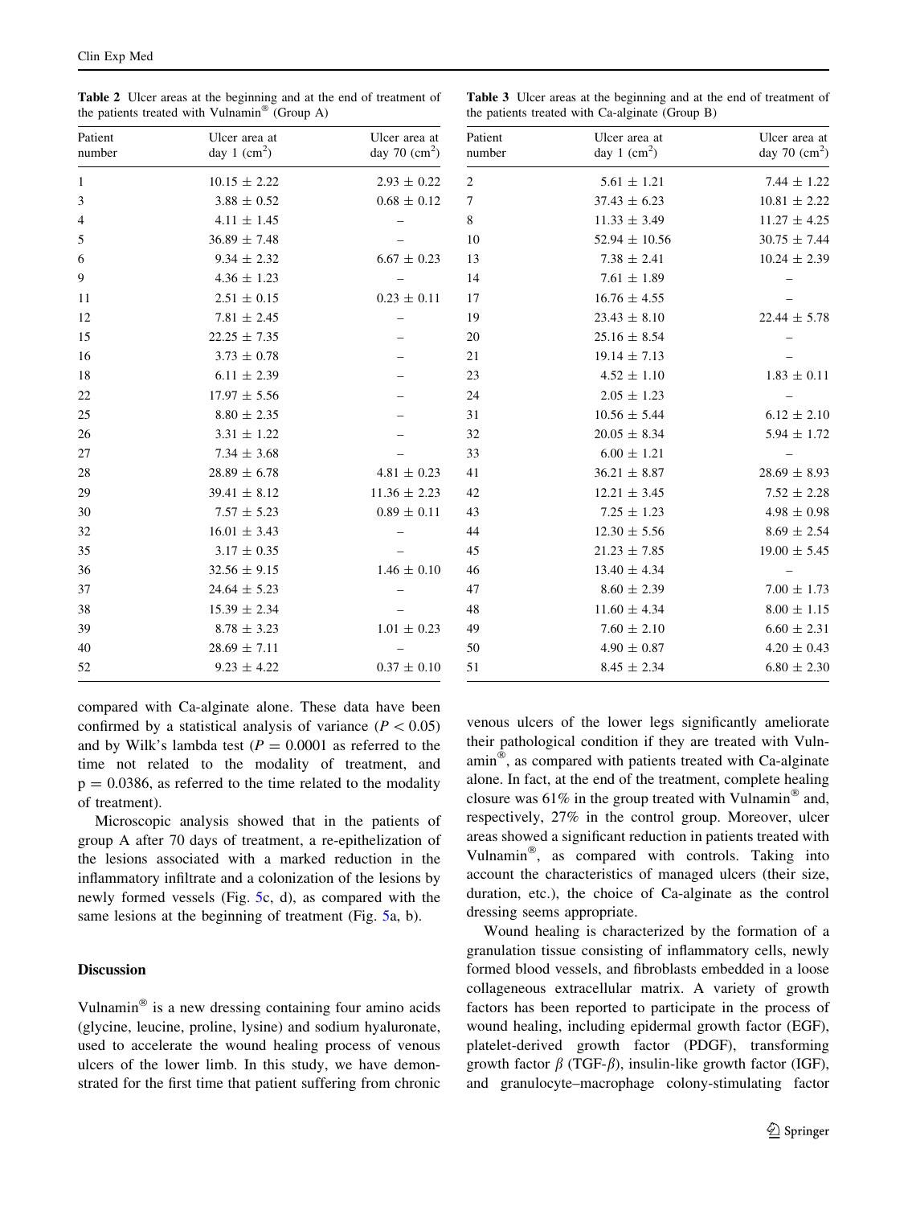**Table 2** Ulcer areas at the beginning and at the end of treatment of the patients treated with Vulnamin® (Group A)

| Patient number | Ulcer area at day 1 ($cm^2$) | Ulcer area at day 70 ($cm^2$) |
|---|---|---|
| 1 | 10.15 ± 2.22 | 2.93 ± 0.22 |
| 3 | 3.88 ± 0.52 | 0.68 ± 0.12 |
| 4 | 4.11 ± 1.45 | – |
| 5 | 36.89 ± 7.48 | – |
| 6 | 9.34 ± 2.32 | 6.67 ± 0.23 |
| 9 | 4.36 ± 1.23 | – |
| 11 | 2.51 ± 0.15 | 0.23 ± 0.11 |
| 12 | 7.81 ± 2.45 | – |
| 15 | 22.25 ± 7.35 | – |
| 16 | 3.73 ± 0.78 | – |
| 18 | 6.11 ± 2.39 | – |
| 22 | 17.97 ± 5.56 | – |
| 25 | 8.80 ± 2.35 | – |
| 26 | 3.31 ± 1.22 | – |
| 27 | 7.34 ± 3.68 | – |
| 28 | 28.89 ± 6.78 | 4.81 ± 0.23 |
| 29 | 39.41 ± 8.12 | 11.36 ± 2.23 |
| 30 | 7.57 ± 5.23 | 0.89 ± 0.11 |
| 32 | 16.01 ± 3.43 | – |
| 35 | 3.17 ± 0.35 | – |
| 36 | 32.56 ± 9.15 | 1.46 ± 0.10 |
| 37 | 24.64 ± 5.23 | – |
| 38 | 15.39 ± 2.34 | – |
| 39 | 8.78 ± 3.23 | 1.01 ± 0.23 |
| 40 | 28.69 ± 7.11 | – |
| 52 | 9.23 ± 4.22 | 0.37 ± 0.10 |

**Table 3** Ulcer areas at the beginning and at the end of treatment of the patients treated with Ca-alginate (Group B)

| Patient number | Ulcer area at day 1 ($cm^2$) | Ulcer area at day 70 ($cm^2$) |
|---|---|---|
| 2 | 5.61 ± 1.21 | 7.44 ± 1.22 |
| 7 | 37.43 ± 6.23 | 10.81 ± 2.22 |
| 8 | 11.33 ± 3.49 | 11.27 ± 4.25 |
| 10 | 52.94 ± 10.56 | 30.75 ± 7.44 |
| 13 | 7.38 ± 2.41 | 10.24 ± 2.39 |
| 14 | 7.61 ± 1.89 | – |
| 17 | 16.76 ± 4.55 | – |
| 19 | 23.43 ± 8.10 | 22.44 ± 5.78 |
| 20 | 25.16 ± 8.54 | – |
| 21 | 19.14 ± 7.13 | – |
| 23 | 4.52 ± 1.10 | 1.83 ± 0.11 |
| 24 | 2.05 ± 1.23 | – |
| 31 | 10.56 ± 5.44 | 6.12 ± 2.10 |
| 32 | 20.05 ± 8.34 | 5.94 ± 1.72 |
| 33 | 6.00 ± 1.21 | – |
| 41 | 36.21 ± 8.87 | 28.69 ± 8.93 |
| 42 | 12.21 ± 3.45 | 7.52 ± 2.28 |
| 43 | 7.25 ± 1.23 | 4.98 ± 0.98 |
| 44 | 12.30 ± 5.56 | 8.69 ± 2.54 |
| 45 | 21.23 ± 7.85 | 19.00 ± 5.45 |
| 46 | 13.40 ± 4.34 | – |
| 47 | 8.60 ± 2.39 | 7.00 ± 1.73 |
| 48 | 11.60 ± 4.34 | 8.00 ± 1.15 |
| 49 | 7.60 ± 2.10 | 6.60 ± 2.31 |
| 50 | 4.90 ± 0.87 | 4.20 ± 0.43 |
| 51 | 8.45 ± 2.34 | 6.80 ± 2.30 |

compared with Ca-alginate alone. These data have been confirmed by a statistical analysis of variance ($P < 0.05$) and by Wilk's lambda test ($P = 0.0001$ as referred to the time not related to the modality of treatment, and $p = 0.0386$, as referred to the time related to the modality of treatment).

Microscopic analysis showed that in the patients of group A after 70 days of treatment, a re-epithelization of the lesions associated with a marked reduction in the inflammatory infiltrate and a colonization of the lesions by newly formed vessels (Fig. 5c, d), as compared with the same lesions at the beginning of treatment (Fig. 5a, b).

## Discussion

Vulnamin® is a new dressing containing four amino acids (glycine, leucine, proline, lysine) and sodium hyaluronate, used to accelerate the wound healing process of venous ulcers of the lower limb. In this study, we have demonstrated for the first time that patient suffering from chronic venous ulcers of the lower legs significantly ameliorate their pathological condition if they are treated with Vulnamin®, as compared with patients treated with Ca-alginate alone. In fact, at the end of the treatment, complete healing closure was 61% in the group treated with Vulnamin® and, respectively, 27% in the control group. Moreover, ulcer areas showed a significant reduction in patients treated with Vulnamin®, as compared with controls. Taking into account the characteristics of managed ulcers (their size, duration, etc.), the choice of Ca-alginate as the control dressing seems appropriate.

Wound healing is characterized by the formation of a granulation tissue consisting of inflammatory cells, newly formed blood vessels, and fibroblasts embedded in a loose collageneous extracellular matrix. A variety of growth factors has been reported to participate in the process of wound healing, including epidermal growth factor (EGF), platelet-derived growth factor (PDGF), transforming growth factor $\beta$ (TGF-$\beta$), insulin-like growth factor (IGF), and granulocyte–macrophage colony-stimulating factor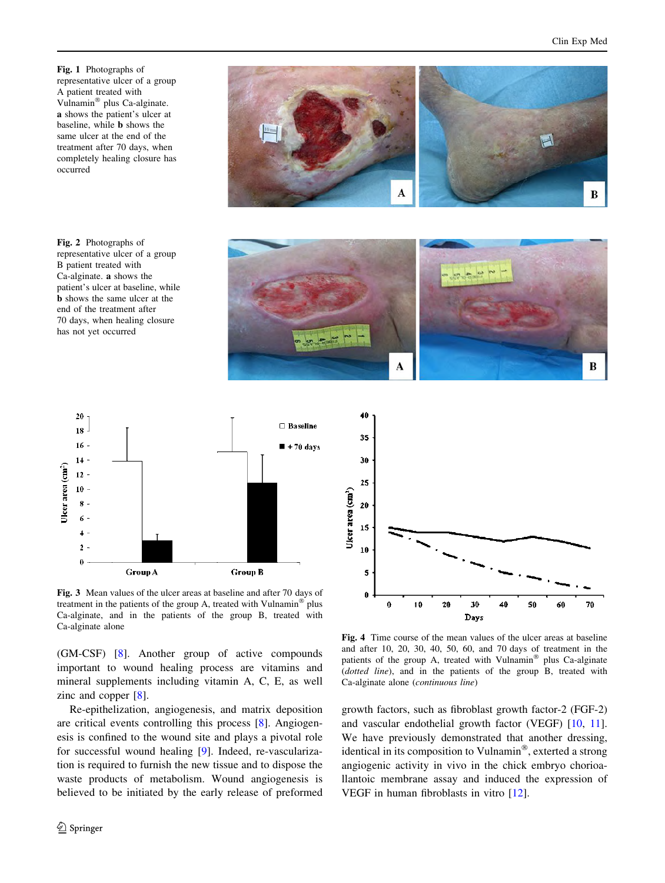**Fig. 1** Photographs of representative ulcer of a group A patient treated with Vulnamin® plus Ca-alginate. **a** shows the patient's ulcer at baseline, while **b** shows the same ulcer at the end of the treatment after 70 days, when completely healing closure has occurred

**Fig. 2** Photographs of representative ulcer of a group B patient treated with Ca-alginate. **a** shows the patient's ulcer at baseline, while **b** shows the same ulcer at the end of the treatment after 70 days, when healing closure has not yet occurred

**Fig. 3** Mean values of the ulcer areas at baseline and after 70 days of treatment in the patients of the group A, treated with Vulnamin® plus Ca-alginate, and in the patients of the group B, treated with Ca-alginate alone

**Fig. 4** Time course of the mean values of the ulcer areas at baseline and after 10, 20, 30, 40, 50, 60, and 70 days of treatment in the patients of the group A, treated with Vulnamin® plus Ca-alginate (*dotted line*), and in the patients of the group B, treated with Ca-alginate alone (*continuous line*)

(GM-CSF) [8]. Another group of active compounds important to wound healing process are vitamins and mineral supplements including vitamin A, C, E, as well zinc and copper [8].

Re-epithelization, angiogenesis, and matrix deposition are critical events controlling this process [8]. Angiogenesis is confined to the wound site and plays a pivotal role for successful wound healing [9]. Indeed, re-vascularization is required to furnish the new tissue and to dispose the waste products of metabolism. Wound angiogenesis is believed to be initiated by the early release of preformed growth factors, such as fibroblast growth factor-2 (FGF-2) and vascular endothelial growth factor (VEGF) [10, 11]. We have previously demonstrated that another dressing, identical in its composition to Vulnamin®, exterted a strong angiogenic activity in vivo in the chick embryo chorioallantoic membrane assay and induced the expression of VEGF in human fibroblasts in vitro [12].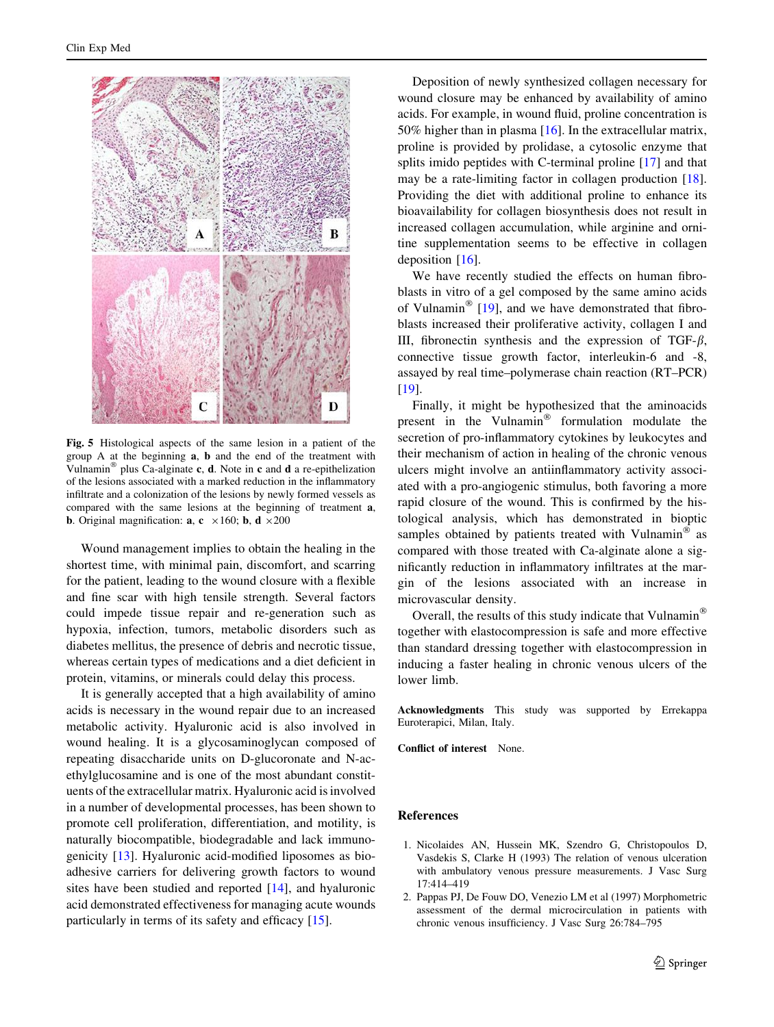**Fig. 5** Histological aspects of the same lesion in a patient of the group A at the beginning **a**, **b** and the end of the treatment with Vulnamin® plus Ca-alginate **c**, **d**. Note in **c** and **d** a re-epithelization of the lesions associated with a marked reduction in the inflammatory infiltrate and a colonization of the lesions by newly formed vessels as compared with the same lesions at the beginning of treatment **a**, **b**. Original magnification: **a**, **c** ×160; **b**, **d** ×200

Wound management implies to obtain the healing in the shortest time, with minimal pain, discomfort, and scarring for the patient, leading to the wound closure with a flexible and fine scar with high tensile strength. Several factors could impede tissue repair and re-generation such as hypoxia, infection, tumors, metabolic disorders such as diabetes mellitus, the presence of debris and necrotic tissue, whereas certain types of medications and a diet deficient in protein, vitamins, or minerals could delay this process.

It is generally accepted that a high availability of amino acids is necessary in the wound repair due to an increased metabolic activity. Hyaluronic acid is also involved in wound healing. It is a glycosaminoglycan composed of repeating disaccharide units on D-glucoronate and N-acethylglucosamine and is one of the most abundant constituents of the extracellular matrix. Hyaluronic acid is involved in a number of developmental processes, has shown to promote cell proliferation, differentiation, and motility, is naturally biocompatible, biodegradable and lack immunogenicity [13]. Hyaluronic acid-modified liposomes as bioadhesive carriers for delivering growth factors to wound sites have been studied and reported [14], and hyaluronic acid demonstrated effectiveness for managing acute wounds particularly in terms of its safety and efficacy [15].

Deposition of newly synthesized collagen necessary for wound closure may be enhanced by availability of amino acids. For example, in wound fluid, proline concentration is 50% higher than in plasma [16]. In the extracellular matrix, proline is provided by prolidase, a cytosolic enzyme that splits imido peptides with C-terminal proline [17] and that may be a rate-limiting factor in collagen production [18]. Providing the diet with additional proline to enhance its bioavailability for collagen biosynthesis does not result in increased collagen accumulation, while arginine and ornitine supplementation seems to be effective in collagen deposition [16].

We have recently studied the effects on human fibroblasts in vitro of a gel composed by the same amino acids of Vulnamin® [19], and we have demonstrated that fibroblasts increased their proliferative activity, collagen I and III, fibronectin synthesis and the expression of TGF-$\beta$, connective tissue growth factor, interleukin-6 and -8, assayed by real time–polymerase chain reaction (RT–PCR) [19].

Finally, it might be hypothesized that the aminoacids present in the Vulnamin® formulation modulate the secretion of pro-inflammatory cytokines by leukocytes and their mechanism of action in healing of the chronic venous ulcers might involve an antiinflammatory activity associated with a pro-angiogenic stimulus, both favoring a more rapid closure of the wound. This is confirmed by the histological analysis, which has demonstrated in bioptic samples obtained by patients treated with Vulnamin® as compared with those treated with Ca-alginate alone a significantly reduction in inflammatory infiltrates at the margin of the lesions associated with an increase in microvascular density.

Overall, the results of this study indicate that Vulnamin® together with elastocompression is safe and more effective than standard dressing together with elastocompression in inducing a faster healing in chronic venous ulcers of the lower limb.

**Acknowledgments** This study was supported by Errekappa Euroterapici, Milan, Italy.

**Conflict of interest** None.

## References

1. Nicolaides AN, Hussein MK, Szendro G, Christopoulos D, Vasdekis S, Clarke H (1993) The relation of venous ulceration with ambulatory venous pressure measurements. J Vasc Surg 17:414–419
2. Pappas PJ, De Fouw DO, Venezio LM et al (1997) Morphometric assessment of the dermal microcirculation in patients with chronic venous insufficiency. J Vasc Surg 26:784–795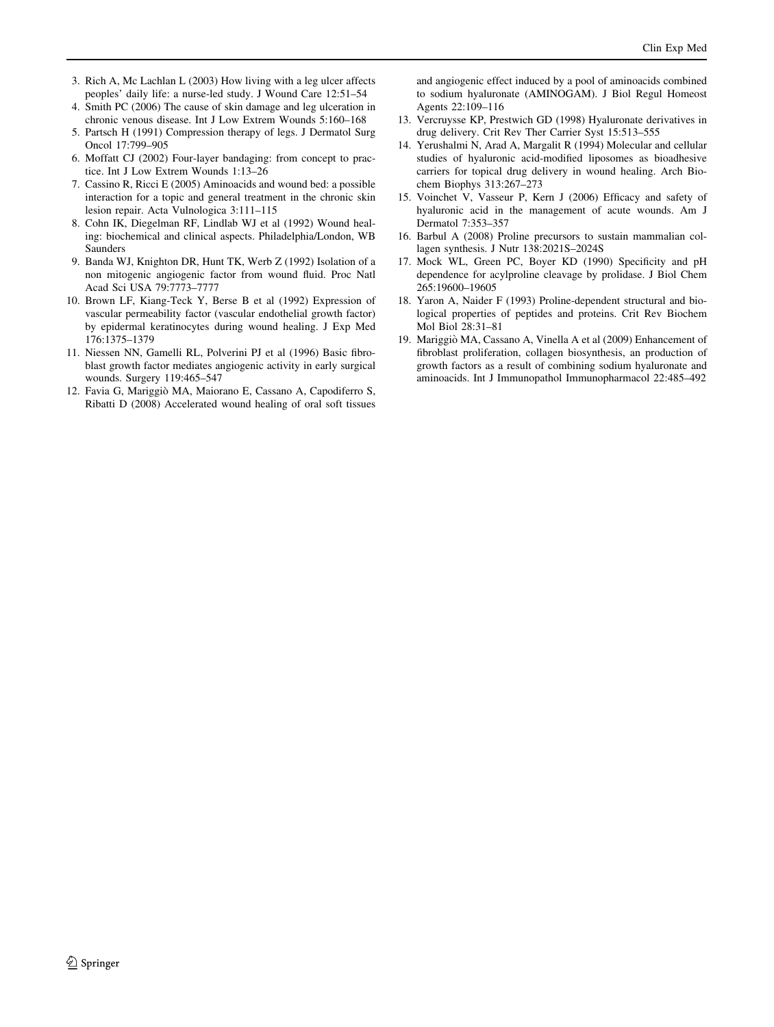3. Rich A, Mc Lachlan L (2003) How living with a leg ulcer affects peoples' daily life: a nurse-led study. J Wound Care 12:51–54
4. Smith PC (2006) The cause of skin damage and leg ulceration in chronic venous disease. Int J Low Extrem Wounds 5:160–168
5. Partsch H (1991) Compression therapy of legs. J Dermatol Surg Oncol 17:799–905
6. Moffatt CJ (2002) Four-layer bandaging: from concept to practice. Int J Low Extrem Wounds 1:13–26
7. Cassino R, Ricci E (2005) Aminoacids and wound bed: a possible interaction for a topic and general treatment in the chronic skin lesion repair. Acta Vulnologica 3:111–115
8. Cohn IK, Diegelman RF, Lindlab WJ et al (1992) Wound healing: biochemical and clinical aspects. Philadelphia/London, WB Saunders
9. Banda WJ, Knighton DR, Hunt TK, Werb Z (1992) Isolation of a non mitogenic angiogenic factor from wound fluid. Proc Natl Acad Sci USA 79:7773–7777
10. Brown LF, Kiang-Teck Y, Berse B et al (1992) Expression of vascular permeability factor (vascular endothelial growth factor) by epidermal keratinocytes during wound healing. J Exp Med 176:1375–1379
11. Niessen NN, Gamelli RL, Polverini PJ et al (1996) Basic fibroblast growth factor mediates angiogenic activity in early surgical wounds. Surgery 119:465–547
12. Favia G, Mariggiò MA, Maiorano E, Cassano A, Capodiferro S, Ribatti D (2008) Accelerated wound healing of oral soft tissues and angiogenic effect induced by a pool of aminoacids combined to sodium hyaluronate (AMINOGAM). J Biol Regul Homeost Agents 22:109–116
13. Vercruysse KP, Prestwich GD (1998) Hyaluronate derivatives in drug delivery. Crit Rev Ther Carrier Syst 15:513–555
14. Yerushalmi N, Arad A, Margalit R (1994) Molecular and cellular studies of hyaluronic acid-modified liposomes as bioadhesive carriers for topical drug delivery in wound healing. Arch Biochem Biophys 313:267–273
15. Voinchet V, Vasseur P, Kern J (2006) Efficacy and safety of hyaluronic acid in the management of acute wounds. Am J Dermatol 7:353–357
16. Barbul A (2008) Proline precursors to sustain mammalian collagen synthesis. J Nutr 138:2021S–2024S
17. Mock WL, Green PC, Boyer KD (1990) Specificity and pH dependence for acylproline cleavage by prolidase. J Biol Chem 265:19600–19605
18. Yaron A, Naider F (1993) Proline-dependent structural and biological properties of peptides and proteins. Crit Rev Biochem Mol Biol 28:31–81
19. Mariggiò MA, Cassano A, Vinella A et al (2009) Enhancement of fibroblast proliferation, collagen biosynthesis, an production of growth factors as a result of combining sodium hyaluronate and aminoacids. Int J Immunopathol Immunopharmacol 22:485–492